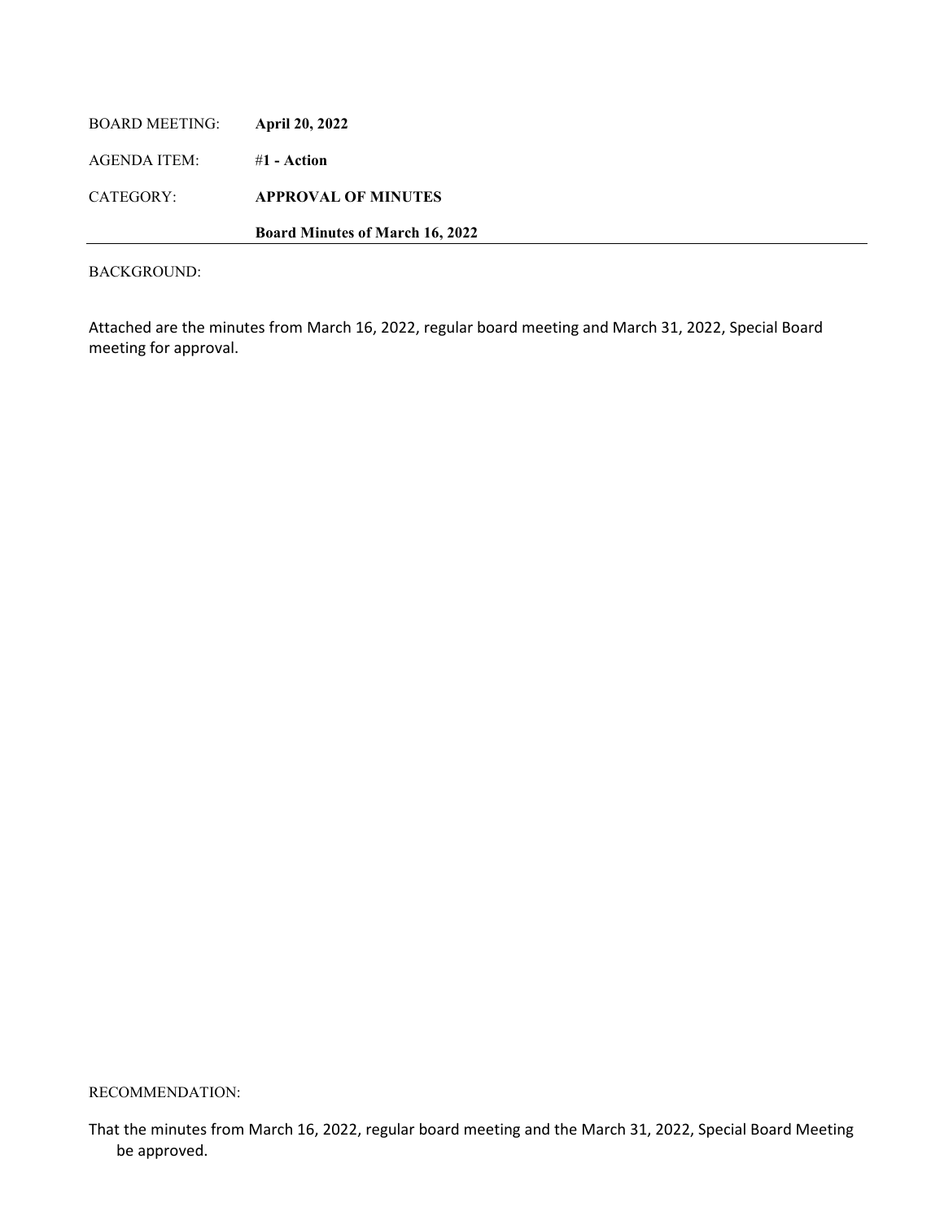BOARD MEETING: **April 20, 2022**

AGENDA ITEM: #**1 - Action**

CATEGORY: **APPROVAL OF MINUTES**

**Board Minutes of March 16, 2022**

---

BACKGROUND:

Attached are the minutes from March 16, 2022, regular board meeting and March 31, 2022, Special Board meeting for approval.

RECOMMENDATION:

That the minutes from March 16, 2022, regular board meeting and the March 31, 2022, Special Board Meeting be approved.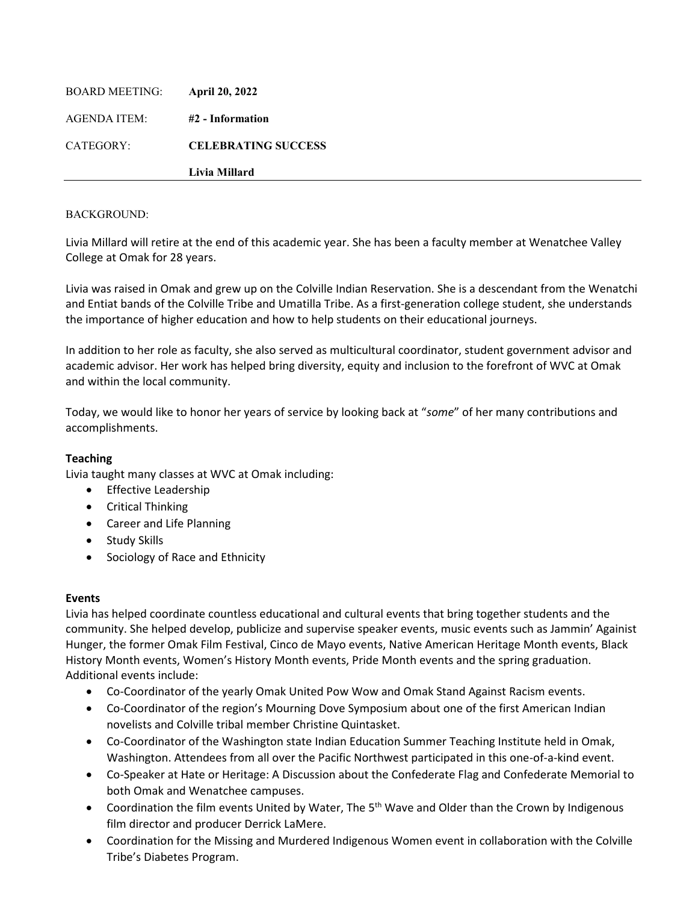BOARD MEETING: **April 20, 2022**

AGENDA ITEM: **#2 - Information**

CATEGORY: **CELEBRATING SUCCESS**

**Livia Millard**

---

BACKGROUND:

Livia Millard will retire at the end of this academic year. She has been a faculty member at Wenatchee Valley College at Omak for 28 years.

Livia was raised in Omak and grew up on the Colville Indian Reservation. She is a descendant from the Wenatchi and Entiat bands of the Colville Tribe and Umatilla Tribe. As a first-generation college student, she understands the importance of higher education and how to help students on their educational journeys.

In addition to her role as faculty, she also served as multicultural coordinator, student government advisor and academic advisor. Her work has helped bring diversity, equity and inclusion to the forefront of WVC at Omak and within the local community.

Today, we would like to honor her years of service by looking back at "*some*" of her many contributions and accomplishments.

**Teaching**

Livia taught many classes at WVC at Omak including:

- Effective Leadership
- Critical Thinking
- Career and Life Planning
- Study Skills
- Sociology of Race and Ethnicity

**Events**

Livia has helped coordinate countless educational and cultural events that bring together students and the community. She helped develop, publicize and supervise speaker events, music events such as Jammin' Againist Hunger, the former Omak Film Festival, Cinco de Mayo events, Native American Heritage Month events, Black History Month events, Women's History Month events, Pride Month events and the spring graduation. Additional events include:

- Co-Coordinator of the yearly Omak United Pow Wow and Omak Stand Against Racism events.
- Co-Coordinator of the region's Mourning Dove Symposium about one of the first American Indian novelists and Colville tribal member Christine Quintasket.
- Co-Coordinator of the Washington state Indian Education Summer Teaching Institute held in Omak, Washington. Attendees from all over the Pacific Northwest participated in this one-of-a-kind event.
- Co-Speaker at Hate or Heritage: A Discussion about the Confederate Flag and Confederate Memorial to both Omak and Wenatchee campuses.
- Coordination the film events United by Water, The 5th Wave and Older than the Crown by Indigenous film director and producer Derrick LaMere.
- Coordination for the Missing and Murdered Indigenous Women event in collaboration with the Colville Tribe's Diabetes Program.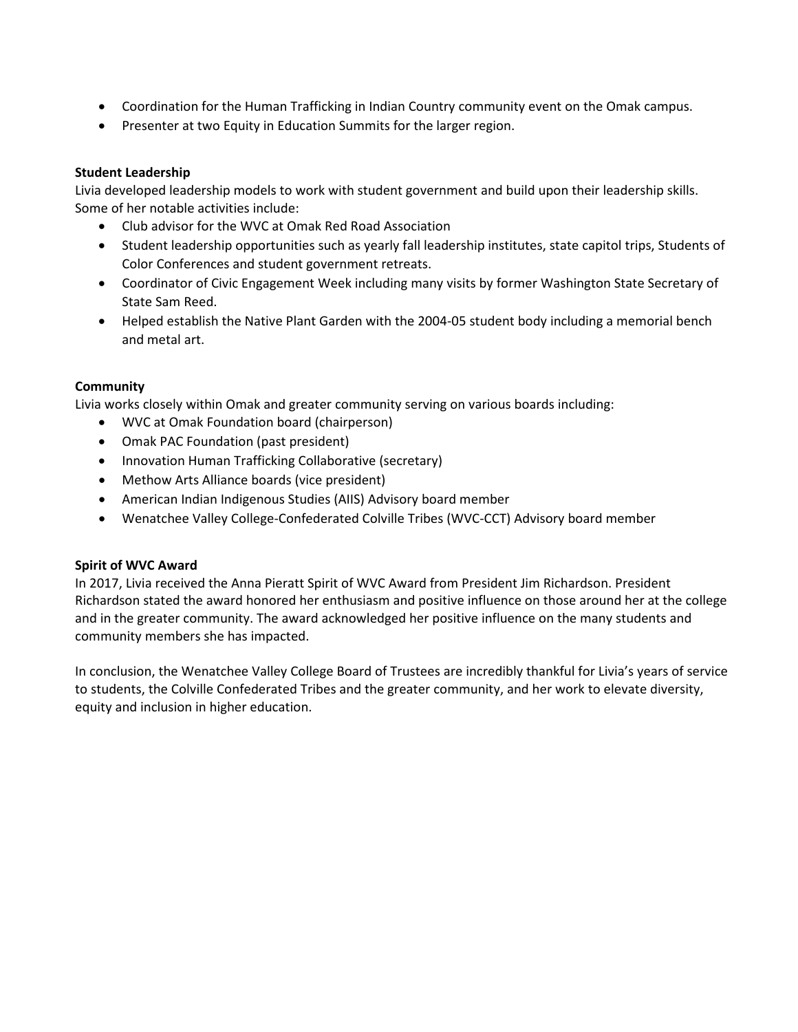- Coordination for the Human Trafficking in Indian Country community event on the Omak campus.
- Presenter at two Equity in Education Summits for the larger region.

**Student Leadership**

Livia developed leadership models to work with student government and build upon their leadership skills. Some of her notable activities include:

- Club advisor for the WVC at Omak Red Road Association
- Student leadership opportunities such as yearly fall leadership institutes, state capitol trips, Students of Color Conferences and student government retreats.
- Coordinator of Civic Engagement Week including many visits by former Washington State Secretary of State Sam Reed.
- Helped establish the Native Plant Garden with the 2004-05 student body including a memorial bench and metal art.

**Community**

Livia works closely within Omak and greater community serving on various boards including:

- WVC at Omak Foundation board (chairperson)
- Omak PAC Foundation (past president)
- Innovation Human Trafficking Collaborative (secretary)
- Methow Arts Alliance boards (vice president)
- American Indian Indigenous Studies (AIIS) Advisory board member
- Wenatchee Valley College-Confederated Colville Tribes (WVC-CCT) Advisory board member

**Spirit of WVC Award**

In 2017, Livia received the Anna Pieratt Spirit of WVC Award from President Jim Richardson. President Richardson stated the award honored her enthusiasm and positive influence on those around her at the college and in the greater community. The award acknowledged her positive influence on the many students and community members she has impacted.

In conclusion, the Wenatchee Valley College Board of Trustees are incredibly thankful for Livia's years of service to students, the Colville Confederated Tribes and the greater community, and her work to elevate diversity, equity and inclusion in higher education.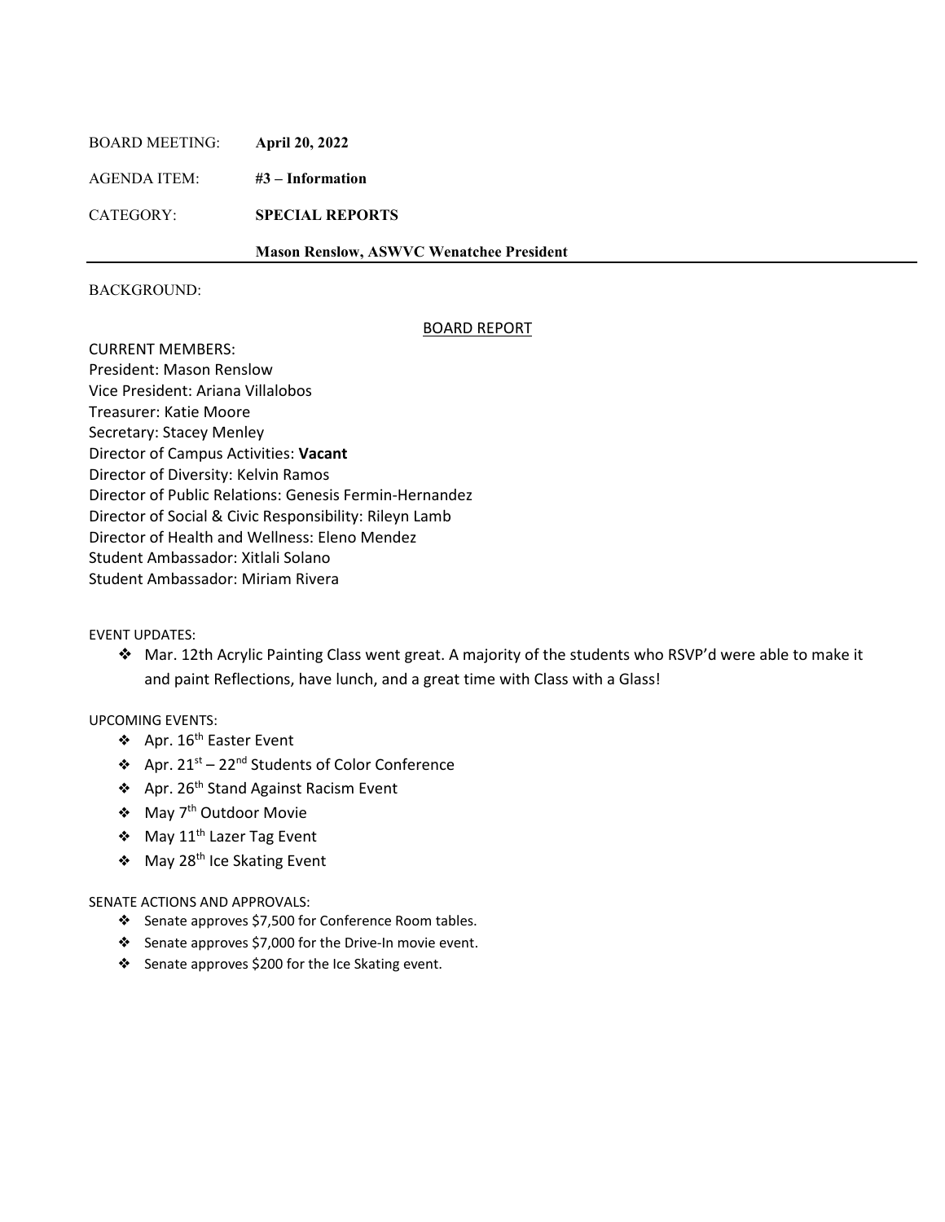BOARD MEETING: **April 20, 2022**

AGENDA ITEM: **#3 – Information**

CATEGORY: **SPECIAL REPORTS**

**Mason Renslow, ASWVC Wenatchee President**

---

BACKGROUND:

## BOARD REPORT

CURRENT MEMBERS:
President: Mason Renslow
Vice President: Ariana Villalobos
Treasurer: Katie Moore
Secretary: Stacey Menley
Director of Campus Activities: **Vacant**
Director of Diversity: Kelvin Ramos
Director of Public Relations: Genesis Fermin-Hernandez
Director of Social & Civic Responsibility: Rileyn Lamb
Director of Health and Wellness: Eleno Mendez
Student Ambassador: Xitlali Solano
Student Ambassador: Miriam Rivera

EVENT UPDATES:

- Mar. 12th Acrylic Painting Class went great. A majority of the students who RSVP'd were able to make it and paint Reflections, have lunch, and a great time with Class with a Glass!

UPCOMING EVENTS:

- Apr. 16th Easter Event
- Apr. 21st – 22nd Students of Color Conference
- Apr. 26th Stand Against Racism Event
- May 7th Outdoor Movie
- May 11th Lazer Tag Event
- May 28th Ice Skating Event

SENATE ACTIONS AND APPROVALS:

- Senate approves $7,500 for Conference Room tables.
- Senate approves $7,000 for the Drive-In movie event.
- Senate approves $200 for the Ice Skating event.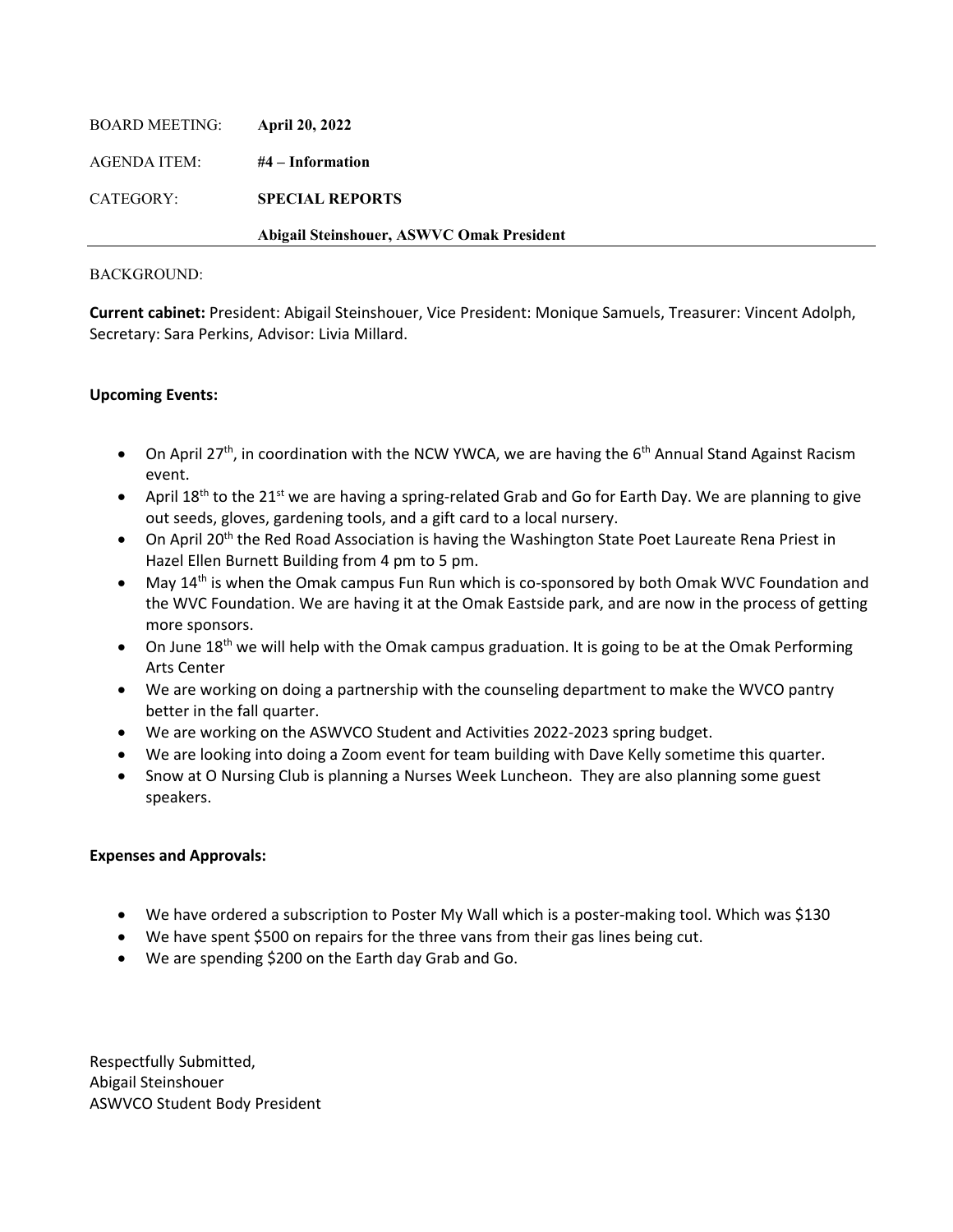BOARD MEETING: **April 20, 2022**

AGENDA ITEM: **#4 – Information**

CATEGORY: **SPECIAL REPORTS**

**Abigail Steinshouer, ASWVC Omak President**

---

BACKGROUND:

**Current cabinet:** President: Abigail Steinshouer, Vice President: Monique Samuels, Treasurer: Vincent Adolph, Secretary: Sara Perkins, Advisor: Livia Millard.

**Upcoming Events:**

- On April 27th, in coordination with the NCW YWCA, we are having the 6th Annual Stand Against Racism event.
- April 18th to the 21st we are having a spring-related Grab and Go for Earth Day. We are planning to give out seeds, gloves, gardening tools, and a gift card to a local nursery.
- On April 20th the Red Road Association is having the Washington State Poet Laureate Rena Priest in Hazel Ellen Burnett Building from 4 pm to 5 pm.
- May 14th is when the Omak campus Fun Run which is co-sponsored by both Omak WVC Foundation and the WVC Foundation. We are having it at the Omak Eastside park, and are now in the process of getting more sponsors.
- On June 18th we will help with the Omak campus graduation. It is going to be at the Omak Performing Arts Center
- We are working on doing a partnership with the counseling department to make the WVCO pantry better in the fall quarter.
- We are working on the ASWVCO Student and Activities 2022-2023 spring budget.
- We are looking into doing a Zoom event for team building with Dave Kelly sometime this quarter.
- Snow at O Nursing Club is planning a Nurses Week Luncheon. They are also planning some guest speakers.

**Expenses and Approvals:**

- We have ordered a subscription to Poster My Wall which is a poster-making tool. Which was $130
- We have spent $500 on repairs for the three vans from their gas lines being cut.
- We are spending $200 on the Earth day Grab and Go.

Respectfully Submitted,
Abigail Steinshouer
ASWVCO Student Body President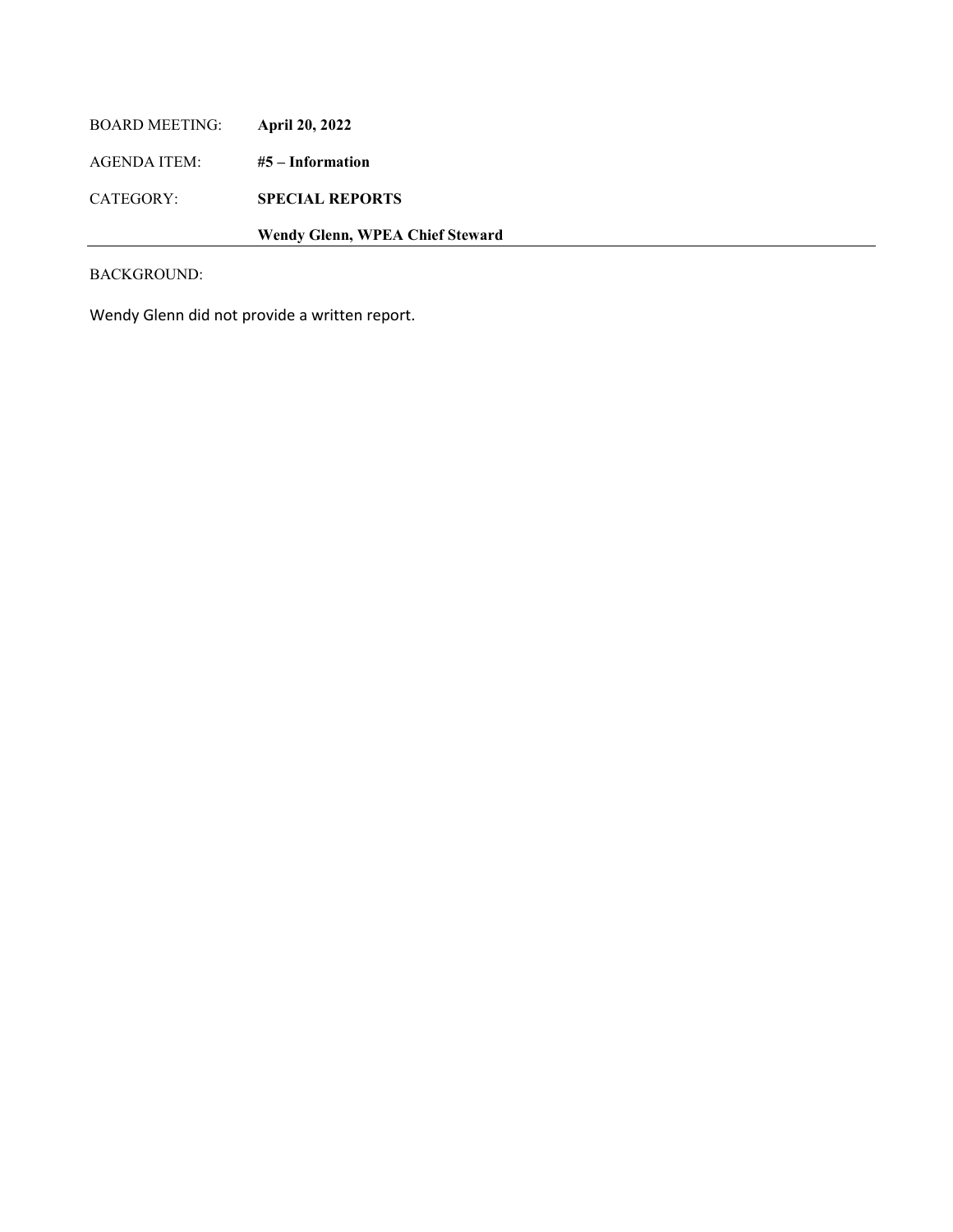BOARD MEETING: **April 20, 2022**

AGENDA ITEM: **#5 – Information**

CATEGORY: **SPECIAL REPORTS**

**Wendy Glenn, WPEA Chief Steward**

---

BACKGROUND:

Wendy Glenn did not provide a written report.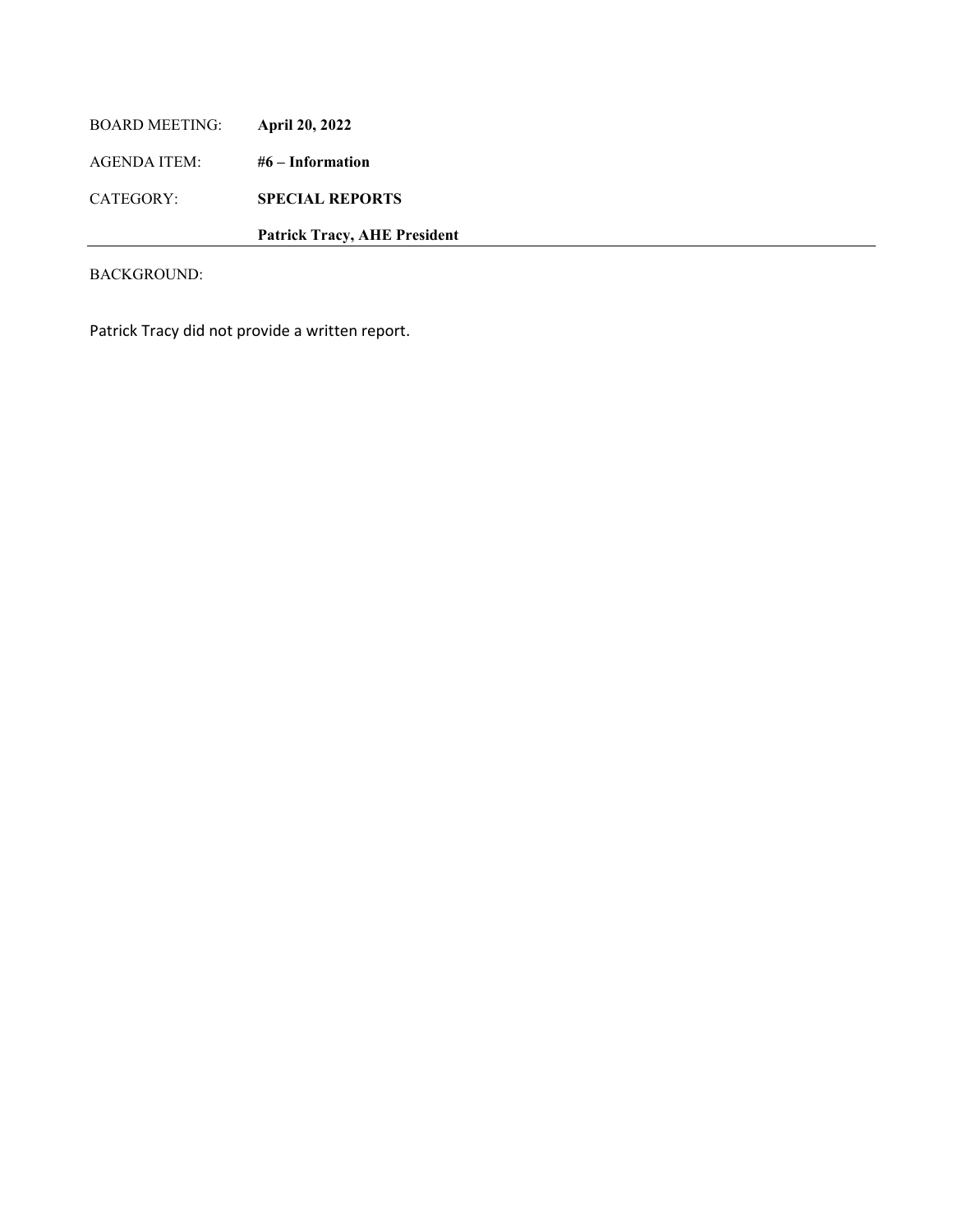BOARD MEETING: **April 20, 2022**

AGENDA ITEM: **#6 – Information**

CATEGORY: **SPECIAL REPORTS**

**Patrick Tracy, AHE President**

---

BACKGROUND:

Patrick Tracy did not provide a written report.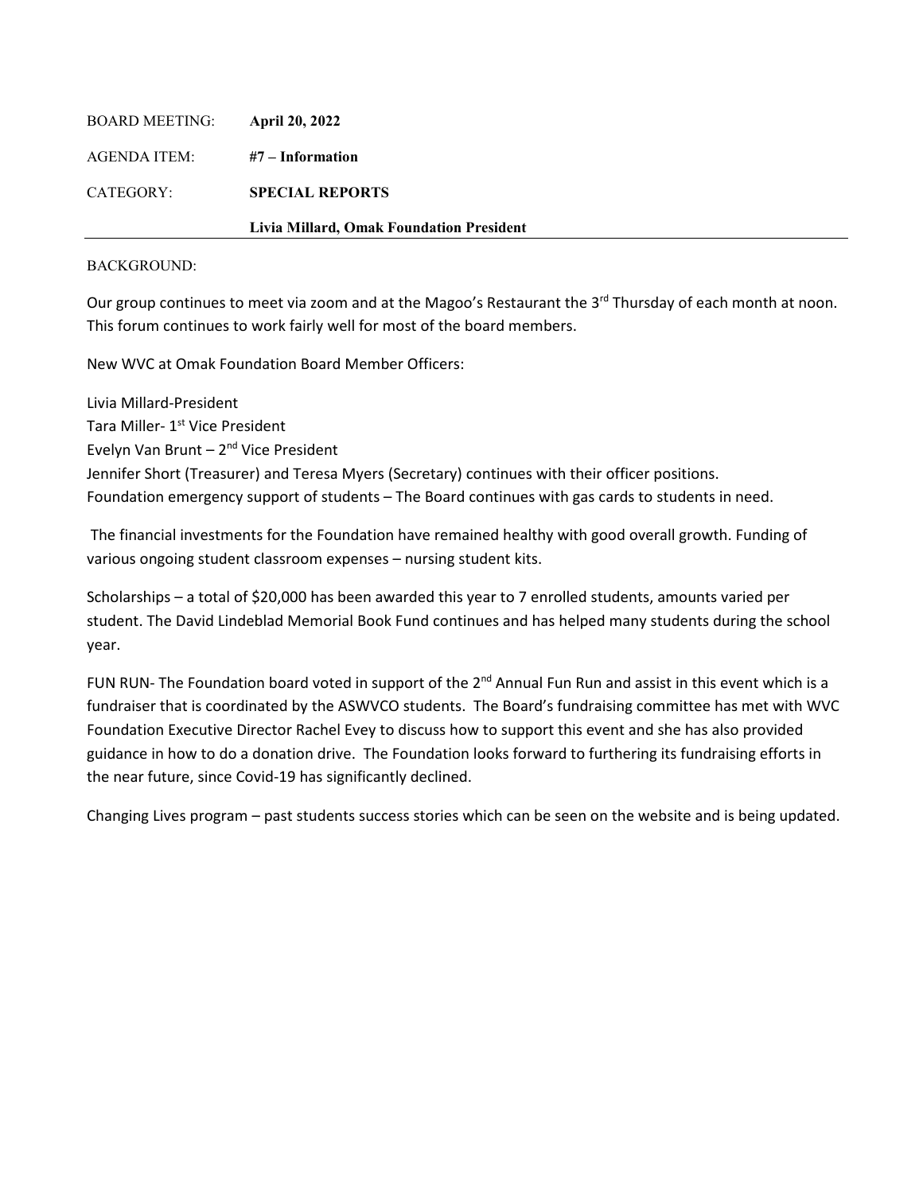BOARD MEETING: **April 20, 2022**

AGENDA ITEM: **#7 – Information**

CATEGORY: **SPECIAL REPORTS**

**Livia Millard, Omak Foundation President**

---

BACKGROUND:

Our group continues to meet via zoom and at the Magoo's Restaurant the 3rd Thursday of each month at noon. This forum continues to work fairly well for most of the board members.

New WVC at Omak Foundation Board Member Officers:

Livia Millard-President
Tara Miller- 1st Vice President
Evelyn Van Brunt – 2nd Vice President
Jennifer Short (Treasurer) and Teresa Myers (Secretary) continues with their officer positions.
Foundation emergency support of students – The Board continues with gas cards to students in need.

The financial investments for the Foundation have remained healthy with good overall growth. Funding of various ongoing student classroom expenses – nursing student kits.

Scholarships – a total of $20,000 has been awarded this year to 7 enrolled students, amounts varied per student. The David Lindeblad Memorial Book Fund continues and has helped many students during the school year.

FUN RUN- The Foundation board voted in support of the 2nd Annual Fun Run and assist in this event which is a fundraiser that is coordinated by the ASWVCO students. The Board's fundraising committee has met with WVC Foundation Executive Director Rachel Evey to discuss how to support this event and she has also provided guidance in how to do a donation drive. The Foundation looks forward to furthering its fundraising efforts in the near future, since Covid-19 has significantly declined.

Changing Lives program – past students success stories which can be seen on the website and is being updated.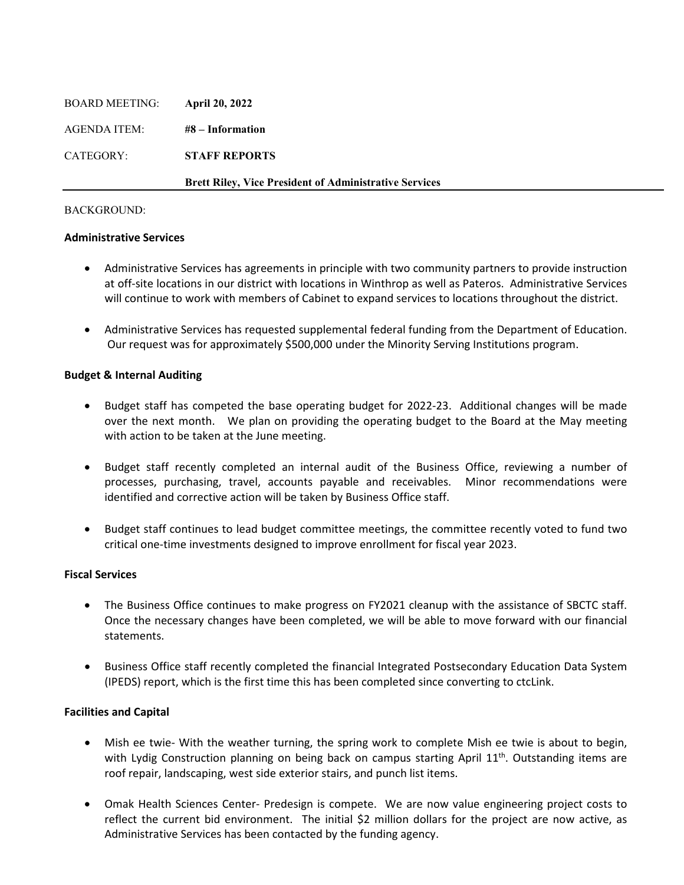BOARD MEETING: **April 20, 2022**

AGENDA ITEM: **#8 – Information**

CATEGORY: **STAFF REPORTS**

**Brett Riley, Vice President of Administrative Services**

---

BACKGROUND:

**Administrative Services**

- Administrative Services has agreements in principle with two community partners to provide instruction at off-site locations in our district with locations in Winthrop as well as Pateros. Administrative Services will continue to work with members of Cabinet to expand services to locations throughout the district.

- Administrative Services has requested supplemental federal funding from the Department of Education. Our request was for approximately $500,000 under the Minority Serving Institutions program.

**Budget & Internal Auditing**

- Budget staff has competed the base operating budget for 2022-23. Additional changes will be made over the next month. We plan on providing the operating budget to the Board at the May meeting with action to be taken at the June meeting.

- Budget staff recently completed an internal audit of the Business Office, reviewing a number of processes, purchasing, travel, accounts payable and receivables. Minor recommendations were identified and corrective action will be taken by Business Office staff.

- Budget staff continues to lead budget committee meetings, the committee recently voted to fund two critical one-time investments designed to improve enrollment for fiscal year 2023.

**Fiscal Services**

- The Business Office continues to make progress on FY2021 cleanup with the assistance of SBCTC staff. Once the necessary changes have been completed, we will be able to move forward with our financial statements.

- Business Office staff recently completed the financial Integrated Postsecondary Education Data System (IPEDS) report, which is the first time this has been completed since converting to ctcLink.

**Facilities and Capital**

- Mish ee twie- With the weather turning, the spring work to complete Mish ee twie is about to begin, with Lydig Construction planning on being back on campus starting April 11th. Outstanding items are roof repair, landscaping, west side exterior stairs, and punch list items.

- Omak Health Sciences Center- Predesign is compete. We are now value engineering project costs to reflect the current bid environment. The initial $2 million dollars for the project are now active, as Administrative Services has been contacted by the funding agency.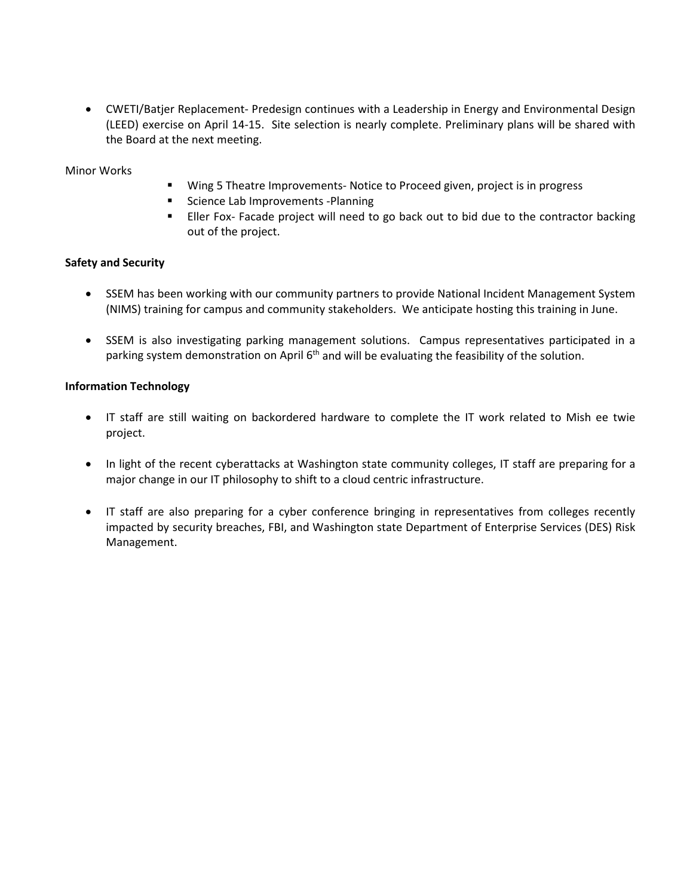- CWETI/Batjer Replacement- Predesign continues with a Leadership in Energy and Environmental Design (LEED) exercise on April 14-15. Site selection is nearly complete. Preliminary plans will be shared with the Board at the next meeting.

Minor Works

- Wing 5 Theatre Improvements- Notice to Proceed given, project is in progress
- Science Lab Improvements -Planning
- Eller Fox- Facade project will need to go back out to bid due to the contractor backing out of the project.

**Safety and Security**

- SSEM has been working with our community partners to provide National Incident Management System (NIMS) training for campus and community stakeholders. We anticipate hosting this training in June.
- SSEM is also investigating parking management solutions. Campus representatives participated in a parking system demonstration on April 6th and will be evaluating the feasibility of the solution.

**Information Technology**

- IT staff are still waiting on backordered hardware to complete the IT work related to Mish ee twie project.
- In light of the recent cyberattacks at Washington state community colleges, IT staff are preparing for a major change in our IT philosophy to shift to a cloud centric infrastructure.
- IT staff are also preparing for a cyber conference bringing in representatives from colleges recently impacted by security breaches, FBI, and Washington state Department of Enterprise Services (DES) Risk Management.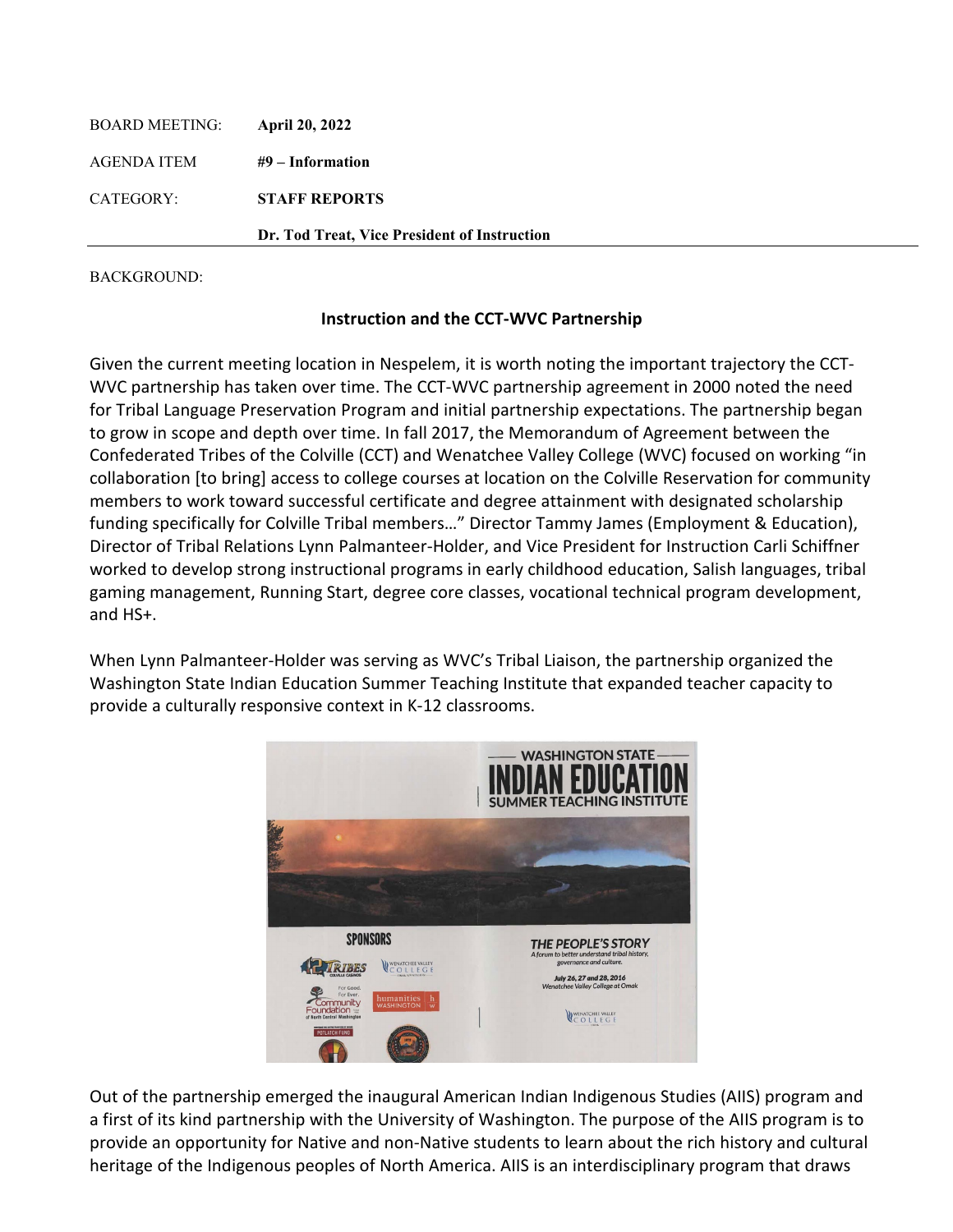| | |
|---|---|
| BOARD MEETING: | **April 20, 2022** |
| AGENDA ITEM | **#9 – Information** |
| CATEGORY: | **STAFF REPORTS** |
| | **Dr. Tod Treat, Vice President of Instruction** |

BACKGROUND:

**Instruction and the CCT-WVC Partnership**

Given the current meeting location in Nespelem, it is worth noting the important trajectory the CCT-WVC partnership has taken over time. The CCT-WVC partnership agreement in 2000 noted the need for Tribal Language Preservation Program and initial partnership expectations. The partnership began to grow in scope and depth over time. In fall 2017, the Memorandum of Agreement between the Confederated Tribes of the Colville (CCT) and Wenatchee Valley College (WVC) focused on working "in collaboration [to bring] access to college courses at location on the Colville Reservation for community members to work toward successful certificate and degree attainment with designated scholarship funding specifically for Colville Tribal members…" Director Tammy James (Employment & Education), Director of Tribal Relations Lynn Palmanteer-Holder, and Vice President for Instruction Carli Schiffner worked to develop strong instructional programs in early childhood education, Salish languages, tribal gaming management, Running Start, degree core classes, vocational technical program development, and HS+.

When Lynn Palmanteer-Holder was serving as WVC's Tribal Liaison, the partnership organized the Washington State Indian Education Summer Teaching Institute that expanded teacher capacity to provide a culturally responsive context in K-12 classrooms.

Out of the partnership emerged the inaugural American Indian Indigenous Studies (AIIS) program and a first of its kind partnership with the University of Washington. The purpose of the AIIS program is to provide an opportunity for Native and non-Native students to learn about the rich history and cultural heritage of the Indigenous peoples of North America. AIIS is an interdisciplinary program that draws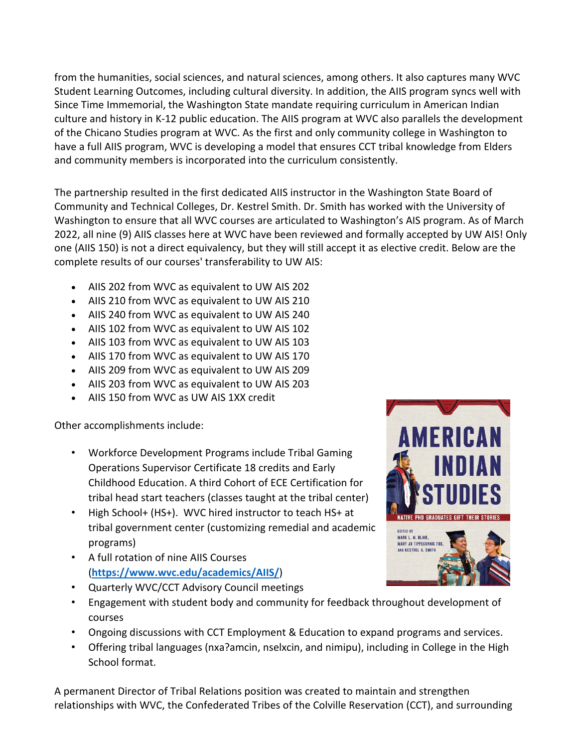from the humanities, social sciences, and natural sciences, among others. It also captures many WVC Student Learning Outcomes, including cultural diversity. In addition, the AIIS program syncs well with Since Time Immemorial, the Washington State mandate requiring curriculum in American Indian culture and history in K-12 public education. The AIIS program at WVC also parallels the development of the Chicano Studies program at WVC. As the first and only community college in Washington to have a full AIIS program, WVC is developing a model that ensures CCT tribal knowledge from Elders and community members is incorporated into the curriculum consistently.

The partnership resulted in the first dedicated AIIS instructor in the Washington State Board of Community and Technical Colleges, Dr. Kestrel Smith. Dr. Smith has worked with the University of Washington to ensure that all WVC courses are articulated to Washington's AIS program. As of March 2022, all nine (9) AIIS classes here at WVC have been reviewed and formally accepted by UW AIS! Only one (AIIS 150) is not a direct equivalency, but they will still accept it as elective credit. Below are the complete results of our courses' transferability to UW AIS:

- AIIS 202 from WVC as equivalent to UW AIS 202
- AIIS 210 from WVC as equivalent to UW AIS 210
- AIIS 240 from WVC as equivalent to UW AIS 240
- AIIS 102 from WVC as equivalent to UW AIS 102
- AIIS 103 from WVC as equivalent to UW AIS 103
- AIIS 170 from WVC as equivalent to UW AIS 170
- AIIS 209 from WVC as equivalent to UW AIS 209
- AIIS 203 from WVC as equivalent to UW AIS 203
- AIIS 150 from WVC as UW AIS 1XX credit

Other accomplishments include:

- Workforce Development Programs include Tribal Gaming Operations Supervisor Certificate 18 credits and Early Childhood Education. A third Cohort of ECE Certification for tribal head start teachers (classes taught at the tribal center)
- High School+ (HS+). WVC hired instructor to teach HS+ at tribal government center (customizing remedial and academic programs)
- A full rotation of nine AIIS Courses (**https://www.wvc.edu/academics/AIIS/**)
- Quarterly WVC/CCT Advisory Council meetings
- Engagement with student body and community for feedback throughout development of courses
- Ongoing discussions with CCT Employment & Education to expand programs and services.
- Offering tribal languages (nxa?amcin, nselxcin, and nimipu), including in College in the High School format.

A permanent Director of Tribal Relations position was created to maintain and strengthen relationships with WVC, the Confederated Tribes of the Colville Reservation (CCT), and surrounding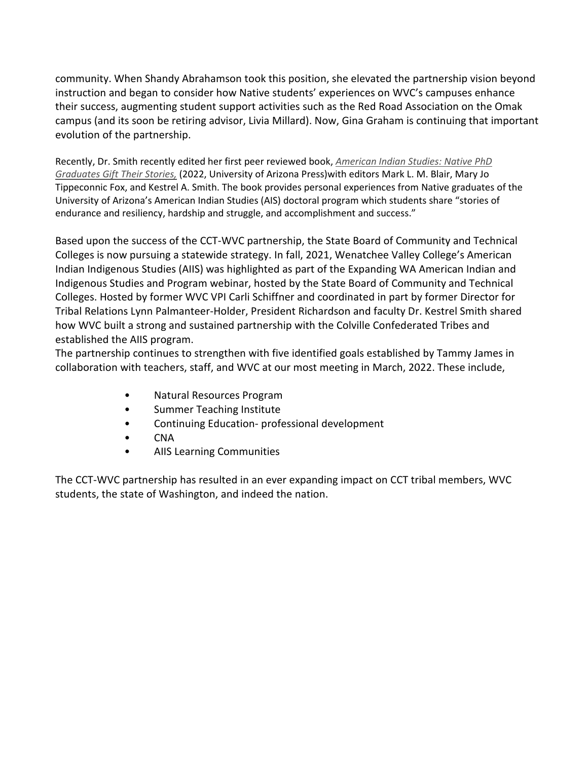community. When Shandy Abrahamson took this position, she elevated the partnership vision beyond instruction and began to consider how Native students' experiences on WVC's campuses enhance their success, augmenting student support activities such as the Red Road Association on the Omak campus (and its soon be retiring advisor, Livia Millard). Now, Gina Graham is continuing that important evolution of the partnership.

Recently, Dr. Smith recently edited her first peer reviewed book, *American Indian Studies: Native PhD Graduates Gift Their Stories,* (2022, University of Arizona Press)with editors Mark L. M. Blair, Mary Jo Tippeconnic Fox, and Kestrel A. Smith. The book provides personal experiences from Native graduates of the University of Arizona's American Indian Studies (AIS) doctoral program which students share "stories of endurance and resiliency, hardship and struggle, and accomplishment and success."

Based upon the success of the CCT-WVC partnership, the State Board of Community and Technical Colleges is now pursuing a statewide strategy. In fall, 2021, Wenatchee Valley College's American Indian Indigenous Studies (AIIS) was highlighted as part of the Expanding WA American Indian and Indigenous Studies and Program webinar, hosted by the State Board of Community and Technical Colleges. Hosted by former WVC VPI Carli Schiffner and coordinated in part by former Director for Tribal Relations Lynn Palmanteer-Holder, President Richardson and faculty Dr. Kestrel Smith shared how WVC built a strong and sustained partnership with the Colville Confederated Tribes and established the AIIS program.
The partnership continues to strengthen with five identified goals established by Tammy James in collaboration with teachers, staff, and WVC at our most meeting in March, 2022. These include,

- Natural Resources Program
- Summer Teaching Institute
- Continuing Education- professional development
- CNA
- AIIS Learning Communities

The CCT-WVC partnership has resulted in an ever expanding impact on CCT tribal members, WVC students, the state of Washington, and indeed the nation.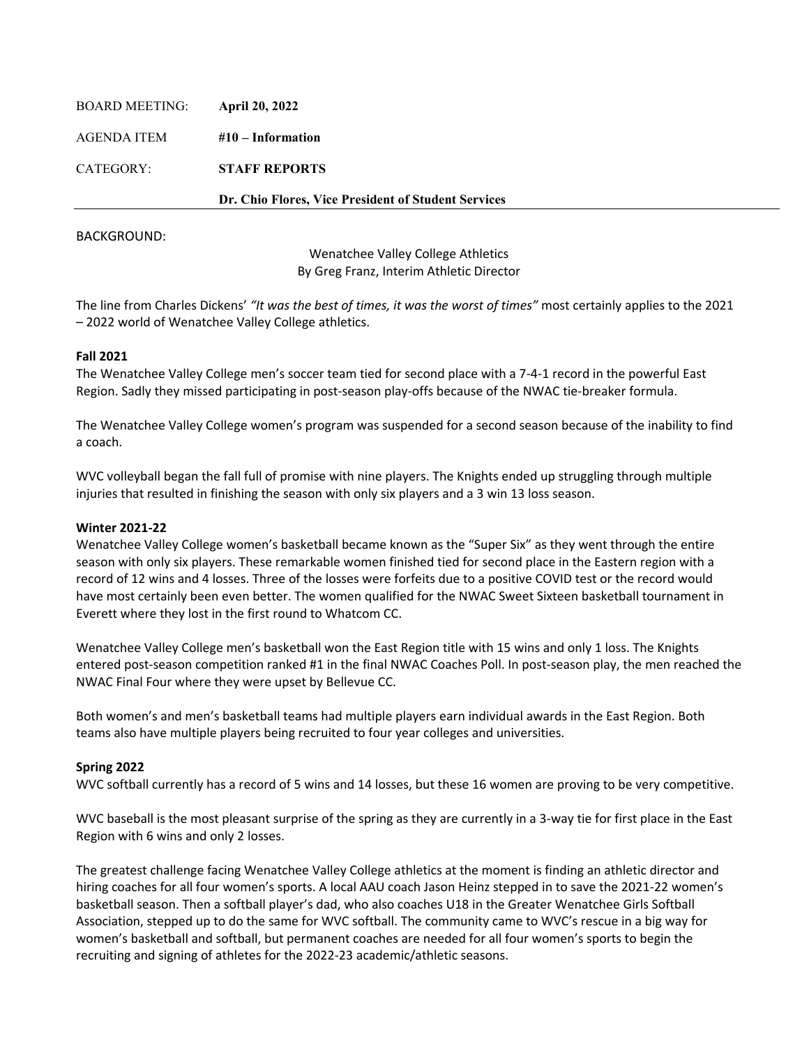BOARD MEETING: **April 20, 2022**

AGENDA ITEM **#10 – Information**

CATEGORY: **STAFF REPORTS**

**Dr. Chio Flores, Vice President of Student Services**

---

BACKGROUND:

Wenatchee Valley College Athletics
By Greg Franz, Interim Athletic Director

The line from Charles Dickens' *"It was the best of times, it was the worst of times"* most certainly applies to the 2021 – 2022 world of Wenatchee Valley College athletics.

**Fall 2021**

The Wenatchee Valley College men's soccer team tied for second place with a 7-4-1 record in the powerful East Region. Sadly they missed participating in post-season play-offs because of the NWAC tie-breaker formula.

The Wenatchee Valley College women's program was suspended for a second season because of the inability to find a coach.

WVC volleyball began the fall full of promise with nine players. The Knights ended up struggling through multiple injuries that resulted in finishing the season with only six players and a 3 win 13 loss season.

**Winter 2021-22**

Wenatchee Valley College women's basketball became known as the "Super Six" as they went through the entire season with only six players. These remarkable women finished tied for second place in the Eastern region with a record of 12 wins and 4 losses. Three of the losses were forfeits due to a positive COVID test or the record would have most certainly been even better. The women qualified for the NWAC Sweet Sixteen basketball tournament in Everett where they lost in the first round to Whatcom CC.

Wenatchee Valley College men's basketball won the East Region title with 15 wins and only 1 loss. The Knights entered post-season competition ranked #1 in the final NWAC Coaches Poll. In post-season play, the men reached the NWAC Final Four where they were upset by Bellevue CC.

Both women's and men's basketball teams had multiple players earn individual awards in the East Region. Both teams also have multiple players being recruited to four year colleges and universities.

**Spring 2022**

WVC softball currently has a record of 5 wins and 14 losses, but these 16 women are proving to be very competitive.

WVC baseball is the most pleasant surprise of the spring as they are currently in a 3-way tie for first place in the East Region with 6 wins and only 2 losses.

The greatest challenge facing Wenatchee Valley College athletics at the moment is finding an athletic director and hiring coaches for all four women's sports. A local AAU coach Jason Heinz stepped in to save the 2021-22 women's basketball season. Then a softball player's dad, who also coaches U18 in the Greater Wenatchee Girls Softball Association, stepped up to do the same for WVC softball. The community came to WVC's rescue in a big way for women's basketball and softball, but permanent coaches are needed for all four women's sports to begin the recruiting and signing of athletes for the 2022-23 academic/athletic seasons.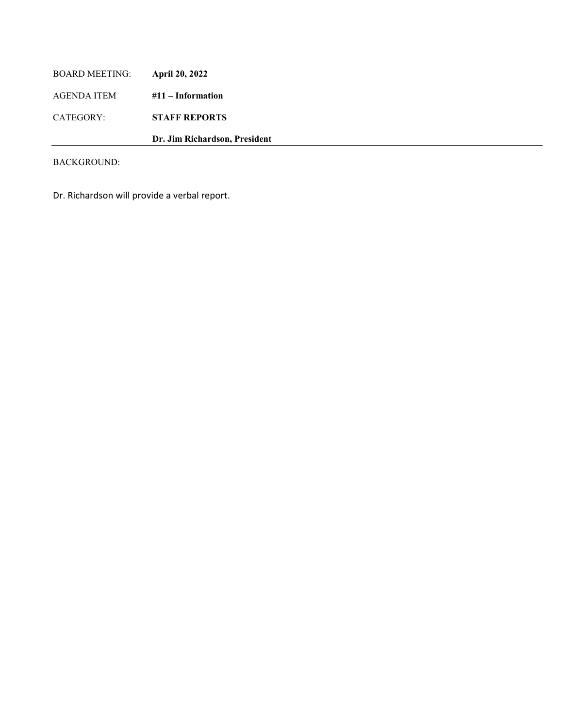BOARD MEETING: **April 20, 2022**

AGENDA ITEM **#11 – Information**

CATEGORY: **STAFF REPORTS**

**Dr. Jim Richardson, President**

---

BACKGROUND:

Dr. Richardson will provide a verbal report.